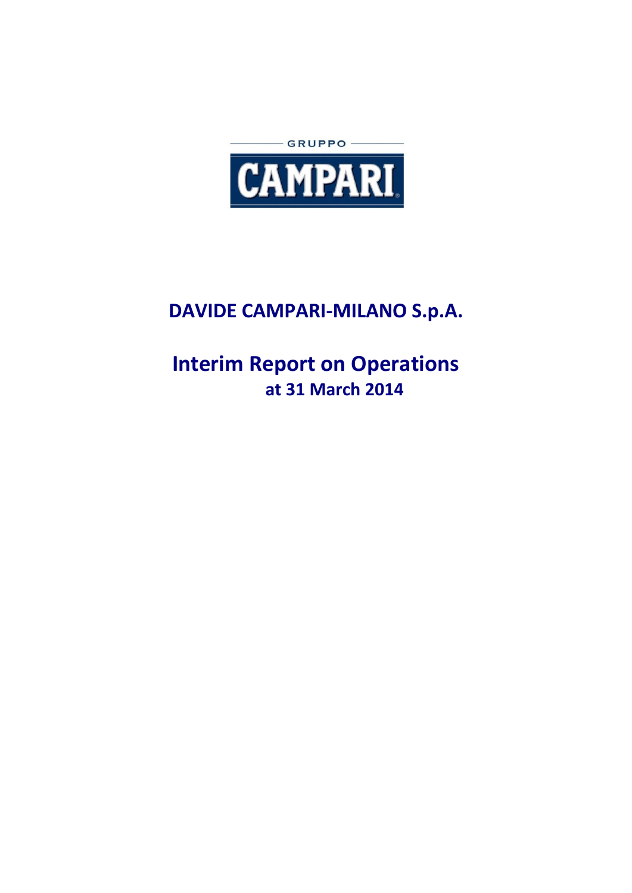GRUPPO

CAMPARI

# DAVIDE CAMPARI-MILANO S.p.A.

# Interim Report on Operations
## at 31 March 2014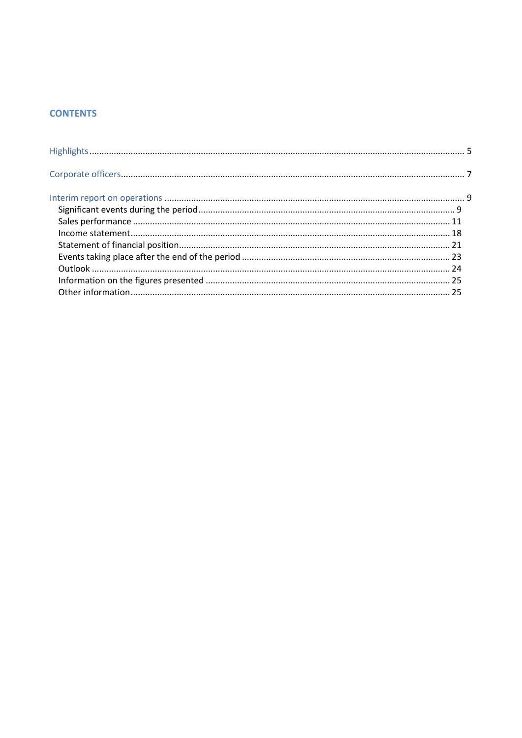## CONTENTS

Highlights ........................................................................................................................................ 5

Corporate officers ............................................................................................................................ 7

Interim report on operations ............................................................................................................ 9

- Significant events during the period ......................................................................................... 9
- Sales performance ................................................................................................................. 11
- Income statement ................................................................................................................... 18
- Statement of financial position ............................................................................................... 21
- Events taking place after the end of the period ..................................................................... 23
- Outlook .................................................................................................................................. 24
- Information on the figures presented .................................................................................... 25
- Other information .................................................................................................................. 25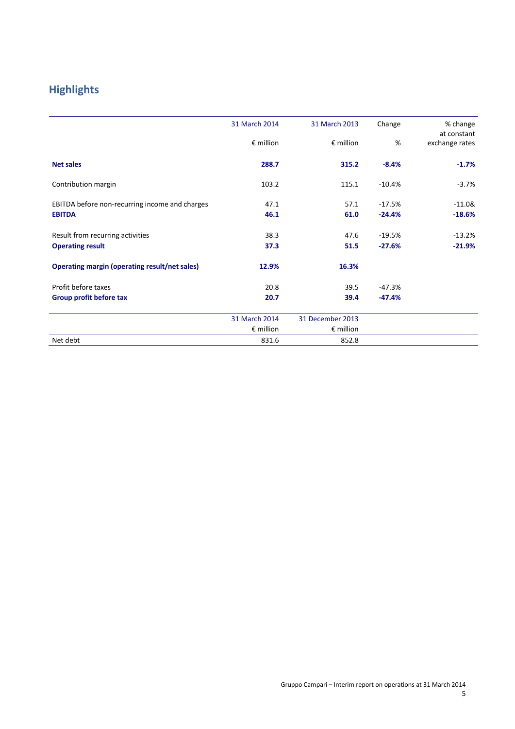## Highlights

| | 31 March 2014 | 31 March 2013 | Change | % change at constant |
|---|---|---|---|---|
| | € million | € million | % | exchange rates |
| **Net sales** | **288.7** | **315.2** | **-8.4%** | **-1.7%** |
| Contribution margin | 103.2 | 115.1 | -10.4% | -3.7% |
| EBITDA before non-recurring income and charges | 47.1 | 57.1 | -17.5% | -11.0& |
| **EBITDA** | **46.1** | **61.0** | **-24.4%** | **-18.6%** |
| Result from recurring activities | 38.3 | 47.6 | -19.5% | -13.2% |
| **Operating result** | **37.3** | **51.5** | **-27.6%** | **-21.9%** |
| **Operating margin (operating result/net sales)** | **12.9%** | **16.3%** | | |
| Profit before taxes | 20.8 | 39.5 | -47.3% | |
| **Group profit before tax** | **20.7** | **39.4** | **-47.4%** | |

| | 31 March 2014 | 31 December 2013 |
|---|---|---|
| | € million | € million |
| Net debt | 831.6 | 852.8 |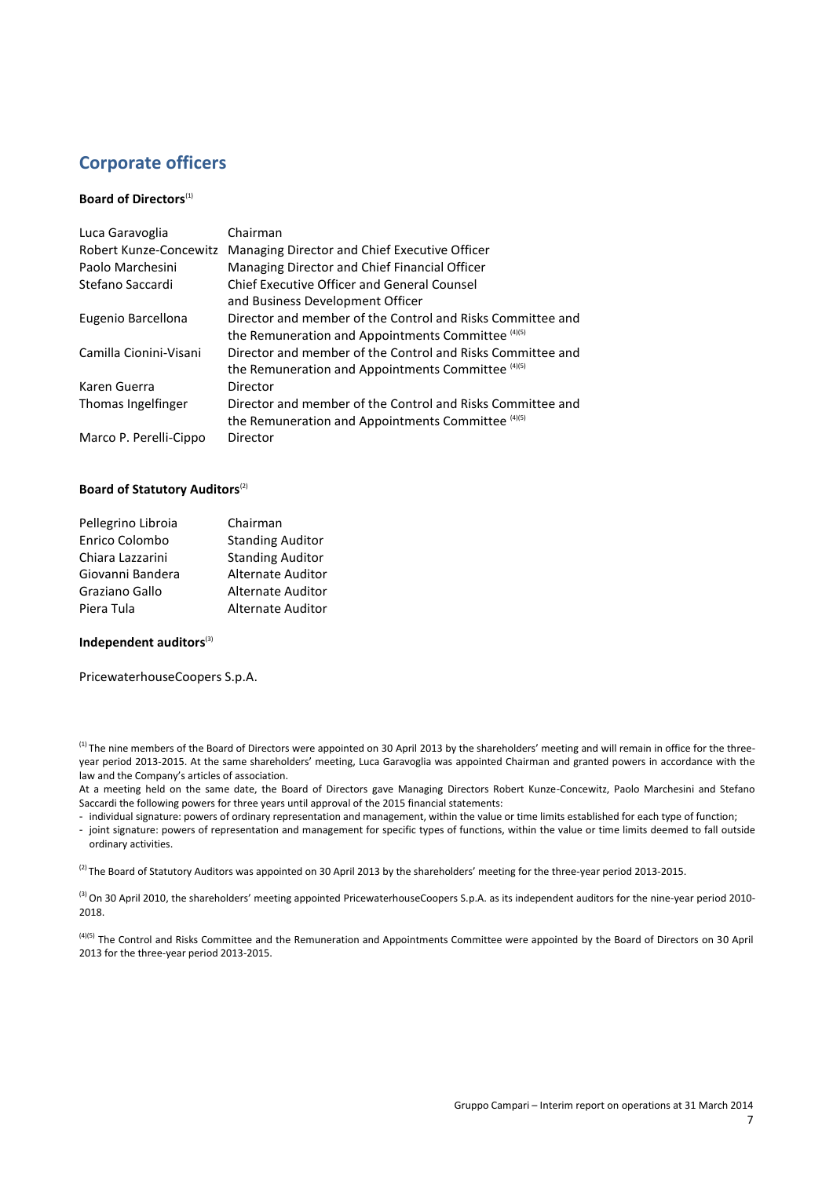## Corporate officers

**Board of Directors**[(1)]

| | |
|---|---|
| Luca Garavoglia | Chairman |
| Robert Kunze-Concewitz | Managing Director and Chief Executive Officer |
| Paolo Marchesini | Managing Director and Chief Financial Officer |
| Stefano Saccardi | Chief Executive Officer and General Counsel and Business Development Officer |
| Eugenio Barcellona | Director and member of the Control and Risks Committee and the Remuneration and Appointments Committee [(4)(5)] |
| Camilla Cionini-Visani | Director and member of the Control and Risks Committee and the Remuneration and Appointments Committee [(4)(5)] |
| Karen Guerra | Director |
| Thomas Ingelfinger | Director and member of the Control and Risks Committee and the Remuneration and Appointments Committee [(4)(5)] |
| Marco P. Perelli-Cippo | Director |

**Board of Statutory Auditors**[(2)]

| | |
|---|---|
| Pellegrino Libroia | Chairman |
| Enrico Colombo | Standing Auditor |
| Chiara Lazzarini | Standing Auditor |
| Giovanni Bandera | Alternate Auditor |
| Graziano Gallo | Alternate Auditor |
| Piera Tula | Alternate Auditor |

**Independent auditors**[(3)]

PricewaterhouseCoopers S.p.A.

[(1)] The nine members of the Board of Directors were appointed on 30 April 2013 by the shareholders' meeting and will remain in office for the three-year period 2013-2015. At the same shareholders' meeting, Luca Garavoglia was appointed Chairman and granted powers in accordance with the law and the Company's articles of association.
At a meeting held on the same date, the Board of Directors gave Managing Directors Robert Kunze-Concewitz, Paolo Marchesini and Stefano Saccardi the following powers for three years until approval of the 2015 financial statements:
- individual signature: powers of ordinary representation and management, within the value or time limits established for each type of function;
- joint signature: powers of representation and management for specific types of functions, within the value or time limits deemed to fall outside ordinary activities.

[(2)] The Board of Statutory Auditors was appointed on 30 April 2013 by the shareholders' meeting for the three-year period 2013-2015.

[(3)] On 30 April 2010, the shareholders' meeting appointed PricewaterhouseCoopers S.p.A. as its independent auditors for the nine-year period 2010-2018.

[(4)(5)] The Control and Risks Committee and the Remuneration and Appointments Committee were appointed by the Board of Directors on 30 April 2013 for the three-year period 2013-2015.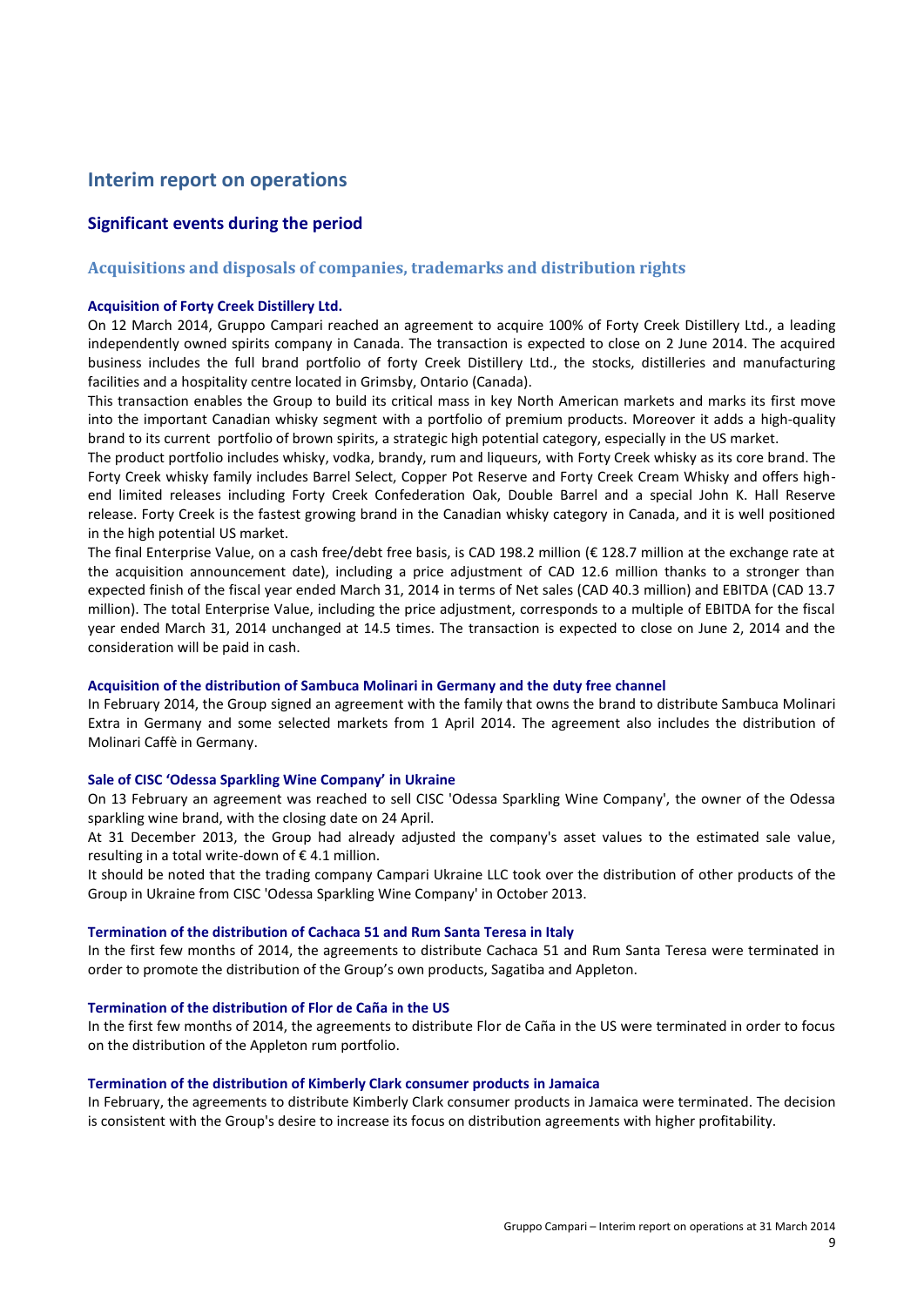# Interim report on operations

## Significant events during the period

### Acquisitions and disposals of companies, trademarks and distribution rights

#### Acquisition of Forty Creek Distillery Ltd.

On 12 March 2014, Gruppo Campari reached an agreement to acquire 100% of Forty Creek Distillery Ltd., a leading independently owned spirits company in Canada. The transaction is expected to close on 2 June 2014. The acquired business includes the full brand portfolio of forty Creek Distillery Ltd., the stocks, distilleries and manufacturing facilities and a hospitality centre located in Grimsby, Ontario (Canada).

This transaction enables the Group to build its critical mass in key North American markets and marks its first move into the important Canadian whisky segment with a portfolio of premium products. Moreover it adds a high-quality brand to its current portfolio of brown spirits, a strategic high potential category, especially in the US market.

The product portfolio includes whisky, vodka, brandy, rum and liqueurs, with Forty Creek whisky as its core brand. The Forty Creek whisky family includes Barrel Select, Copper Pot Reserve and Forty Creek Cream Whisky and offers high-end limited releases including Forty Creek Confederation Oak, Double Barrel and a special John K. Hall Reserve release. Forty Creek is the fastest growing brand in the Canadian whisky category in Canada, and it is well positioned in the high potential US market.

The final Enterprise Value, on a cash free/debt free basis, is CAD 198.2 million (€ 128.7 million at the exchange rate at the acquisition announcement date), including a price adjustment of CAD 12.6 million thanks to a stronger than expected finish of the fiscal year ended March 31, 2014 in terms of Net sales (CAD 40.3 million) and EBITDA (CAD 13.7 million). The total Enterprise Value, including the price adjustment, corresponds to a multiple of EBITDA for the fiscal year ended March 31, 2014 unchanged at 14.5 times. The transaction is expected to close on June 2, 2014 and the consideration will be paid in cash.

#### Acquisition of the distribution of Sambuca Molinari in Germany and the duty free channel

In February 2014, the Group signed an agreement with the family that owns the brand to distribute Sambuca Molinari Extra in Germany and some selected markets from 1 April 2014. The agreement also includes the distribution of Molinari Caffè in Germany.

#### Sale of CISC 'Odessa Sparkling Wine Company' in Ukraine

On 13 February an agreement was reached to sell CISC 'Odessa Sparkling Wine Company', the owner of the Odessa sparkling wine brand, with the closing date on 24 April.

At 31 December 2013, the Group had already adjusted the company's asset values to the estimated sale value, resulting in a total write-down of € 4.1 million.

It should be noted that the trading company Campari Ukraine LLC took over the distribution of other products of the Group in Ukraine from CISC 'Odessa Sparkling Wine Company' in October 2013.

#### Termination of the distribution of Cachaca 51 and Rum Santa Teresa in Italy

In the first few months of 2014, the agreements to distribute Cachaca 51 and Rum Santa Teresa were terminated in order to promote the distribution of the Group's own products, Sagatiba and Appleton.

#### Termination of the distribution of Flor de Caña in the US

In the first few months of 2014, the agreements to distribute Flor de Caña in the US were terminated in order to focus on the distribution of the Appleton rum portfolio.

#### Termination of the distribution of Kimberly Clark consumer products in Jamaica

In February, the agreements to distribute Kimberly Clark consumer products in Jamaica were terminated. The decision is consistent with the Group's desire to increase its focus on distribution agreements with higher profitability.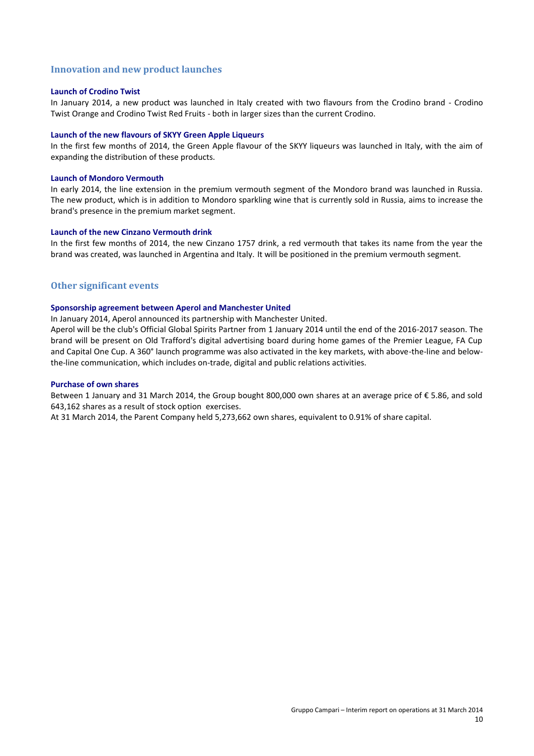## Innovation and new product launches

### Launch of Crodino Twist

In January 2014, a new product was launched in Italy created with two flavours from the Crodino brand - Crodino Twist Orange and Crodino Twist Red Fruits - both in larger sizes than the current Crodino.

### Launch of the new flavours of SKYY Green Apple Liqueurs

In the first few months of 2014, the Green Apple flavour of the SKYY liqueurs was launched in Italy, with the aim of expanding the distribution of these products.

### Launch of Mondoro Vermouth

In early 2014, the line extension in the premium vermouth segment of the Mondoro brand was launched in Russia. The new product, which is in addition to Mondoro sparkling wine that is currently sold in Russia, aims to increase the brand's presence in the premium market segment.

### Launch of the new Cinzano Vermouth drink

In the first few months of 2014, the new Cinzano 1757 drink, a red vermouth that takes its name from the year the brand was created, was launched in Argentina and Italy. It will be positioned in the premium vermouth segment.

## Other significant events

### Sponsorship agreement between Aperol and Manchester United

In January 2014, Aperol announced its partnership with Manchester United.

Aperol will be the club's Official Global Spirits Partner from 1 January 2014 until the end of the 2016-2017 season. The brand will be present on Old Trafford's digital advertising board during home games of the Premier League, FA Cup and Capital One Cup. A 360° launch programme was also activated in the key markets, with above-the-line and below-the-line communication, which includes on-trade, digital and public relations activities.

### Purchase of own shares

Between 1 January and 31 March 2014, the Group bought 800,000 own shares at an average price of € 5.86, and sold 643,162 shares as a result of stock option exercises.

At 31 March 2014, the Parent Company held 5,273,662 own shares, equivalent to 0.91% of share capital.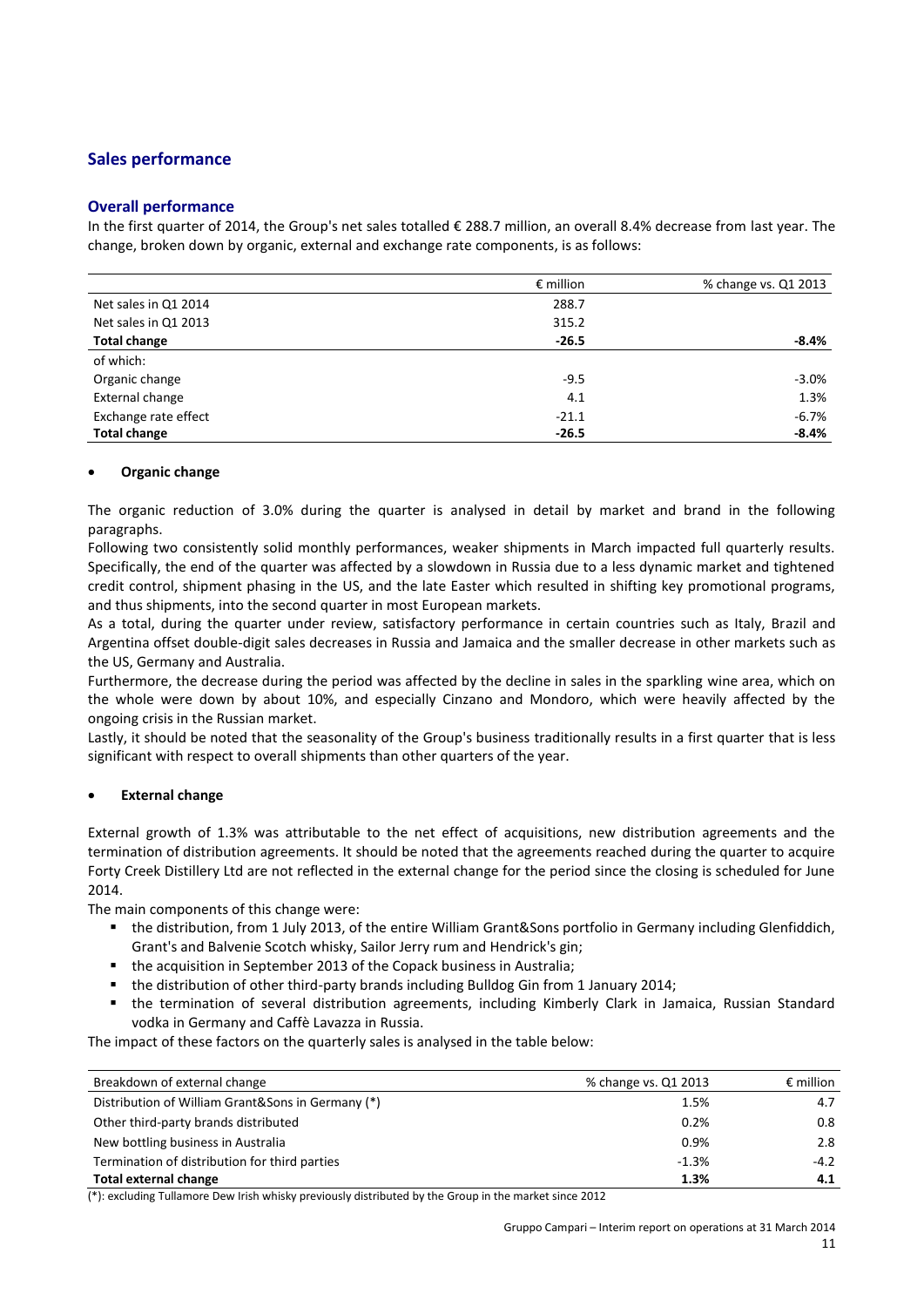## Sales performance

### Overall performance

In the first quarter of 2014, the Group's net sales totalled € 288.7 million, an overall 8.4% decrease from last year. The change, broken down by organic, external and exchange rate components, is as follows:

| | € million | % change vs. Q1 2013 |
|---|---|---|
| Net sales in Q1 2014 | 288.7 | |
| Net sales in Q1 2013 | 315.2 | |
| **Total change** | **-26.5** | **-8.4%** |
| of which: | | |
| Organic change | -9.5 | -3.0% |
| External change | 4.1 | 1.3% |
| Exchange rate effect | -21.1 | -6.7% |
| **Total change** | **-26.5** | **-8.4%** |

- **Organic change**

The organic reduction of 3.0% during the quarter is analysed in detail by market and brand in the following paragraphs.

Following two consistently solid monthly performances, weaker shipments in March impacted full quarterly results. Specifically, the end of the quarter was affected by a slowdown in Russia due to a less dynamic market and tightened credit control, shipment phasing in the US, and the late Easter which resulted in shifting key promotional programs, and thus shipments, into the second quarter in most European markets.

As a total, during the quarter under review, satisfactory performance in certain countries such as Italy, Brazil and Argentina offset double-digit sales decreases in Russia and Jamaica and the smaller decrease in other markets such as the US, Germany and Australia.

Furthermore, the decrease during the period was affected by the decline in sales in the sparkling wine area, which on the whole were down by about 10%, and especially Cinzano and Mondoro, which were heavily affected by the ongoing crisis in the Russian market.

Lastly, it should be noted that the seasonality of the Group's business traditionally results in a first quarter that is less significant with respect to overall shipments than other quarters of the year.

- **External change**

External growth of 1.3% was attributable to the net effect of acquisitions, new distribution agreements and the termination of distribution agreements. It should be noted that the agreements reached during the quarter to acquire Forty Creek Distillery Ltd are not reflected in the external change for the period since the closing is scheduled for June 2014.

The main components of this change were:

- the distribution, from 1 July 2013, of the entire William Grant&Sons portfolio in Germany including Glenfiddich, Grant's and Balvenie Scotch whisky, Sailor Jerry rum and Hendrick's gin;
- the acquisition in September 2013 of the Copack business in Australia;
- the distribution of other third-party brands including Bulldog Gin from 1 January 2014;
- the termination of several distribution agreements, including Kimberly Clark in Jamaica, Russian Standard vodka in Germany and Caffè Lavazza in Russia.

The impact of these factors on the quarterly sales is analysed in the table below:

| Breakdown of external change | % change vs. Q1 2013 | € million |
|---|---|---|
| Distribution of William Grant&Sons in Germany (*) | 1.5% | 4.7 |
| Other third-party brands distributed | 0.2% | 0.8 |
| New bottling business in Australia | 0.9% | 2.8 |
| Termination of distribution for third parties | -1.3% | -4.2 |
| **Total external change** | **1.3%** | **4.1** |

(*): excluding Tullamore Dew Irish whisky previously distributed by the Group in the market since 2012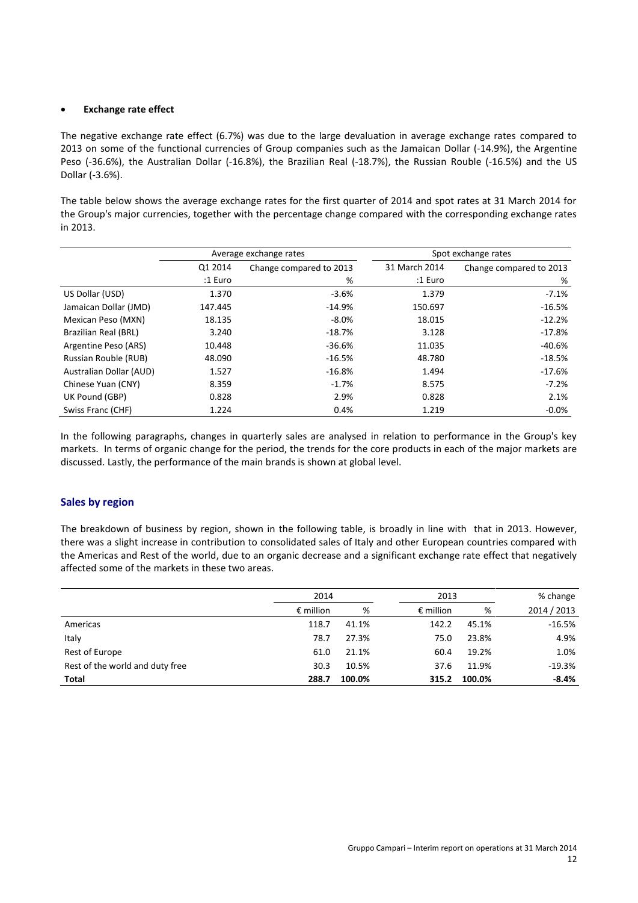- **Exchange rate effect**

The negative exchange rate effect (6.7%) was due to the large devaluation in average exchange rates compared to 2013 on some of the functional currencies of Group companies such as the Jamaican Dollar (-14.9%), the Argentine Peso (-36.6%), the Australian Dollar (-16.8%), the Brazilian Real (-18.7%), the Russian Rouble (-16.5%) and the US Dollar (-3.6%).

The table below shows the average exchange rates for the first quarter of 2014 and spot rates at 31 March 2014 for the Group's major currencies, together with the percentage change compared with the corresponding exchange rates in 2013.

| | Average exchange rates | | Spot exchange rates | |
|---|---|---|---|---|
| | Q1 2014 | Change compared to 2013 | 31 March 2014 | Change compared to 2013 |
| | :1 Euro | % | :1 Euro | % |
| US Dollar (USD) | 1.370 | -3.6% | 1.379 | -7.1% |
| Jamaican Dollar (JMD) | 147.445 | -14.9% | 150.697 | -16.5% |
| Mexican Peso (MXN) | 18.135 | -8.0% | 18.015 | -12.2% |
| Brazilian Real (BRL) | 3.240 | -18.7% | 3.128 | -17.8% |
| Argentine Peso (ARS) | 10.448 | -36.6% | 11.035 | -40.6% |
| Russian Rouble (RUB) | 48.090 | -16.5% | 48.780 | -18.5% |
| Australian Dollar (AUD) | 1.527 | -16.8% | 1.494 | -17.6% |
| Chinese Yuan (CNY) | 8.359 | -1.7% | 8.575 | -7.2% |
| UK Pound (GBP) | 0.828 | 2.9% | 0.828 | 2.1% |
| Swiss Franc (CHF) | 1.224 | 0.4% | 1.219 | -0.0% |

In the following paragraphs, changes in quarterly sales are analysed in relation to performance in the Group's key markets. In terms of organic change for the period, the trends for the core products in each of the major markets are discussed. Lastly, the performance of the main brands is shown at global level.

## Sales by region

The breakdown of business by region, shown in the following table, is broadly in line with that in 2013. However, there was a slight increase in contribution to consolidated sales of Italy and other European countries compared with the Americas and Rest of the world, due to an organic decrease and a significant exchange rate effect that negatively affected some of the markets in these two areas.

| | 2014 | | 2013 | | % change |
|---|---|---|---|---|---|
| | € million | % | € million | % | 2014 / 2013 |
| Americas | 118.7 | 41.1% | 142.2 | 45.1% | -16.5% |
| Italy | 78.7 | 27.3% | 75.0 | 23.8% | 4.9% |
| Rest of Europe | 61.0 | 21.1% | 60.4 | 19.2% | 1.0% |
| Rest of the world and duty free | 30.3 | 10.5% | 37.6 | 11.9% | -19.3% |
| **Total** | **288.7** | **100.0%** | **315.2** | **100.0%** | **-8.4%** |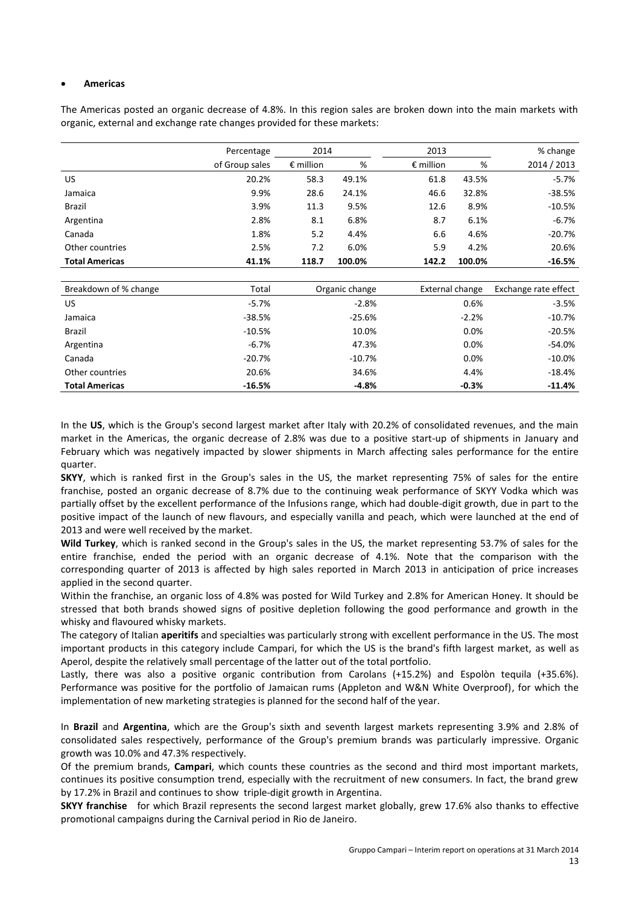- **Americas**

The Americas posted an organic decrease of 4.8%. In this region sales are broken down into the main markets with organic, external and exchange rate changes provided for these markets:

| | Percentage | 2014 | | 2013 | | % change |
|---|---|---|---|---|---|---|
| | of Group sales | € million | % | € million | % | 2014 / 2013 |
| US | 20.2% | 58.3 | 49.1% | 61.8 | 43.5% | -5.7% |
| Jamaica | 9.9% | 28.6 | 24.1% | 46.6 | 32.8% | -38.5% |
| Brazil | 3.9% | 11.3 | 9.5% | 12.6 | 8.9% | -10.5% |
| Argentina | 2.8% | 8.1 | 6.8% | 8.7 | 6.1% | -6.7% |
| Canada | 1.8% | 5.2 | 4.4% | 6.6 | 4.6% | -20.7% |
| Other countries | 2.5% | 7.2 | 6.0% | 5.9 | 4.2% | 20.6% |
| **Total Americas** | **41.1%** | **118.7** | **100.0%** | **142.2** | **100.0%** | **-16.5%** |

| Breakdown of % change | Total | Organic change | External change | Exchange rate effect |
|---|---|---|---|---|
| US | -5.7% | -2.8% | 0.6% | -3.5% |
| Jamaica | -38.5% | -25.6% | -2.2% | -10.7% |
| Brazil | -10.5% | 10.0% | 0.0% | -20.5% |
| Argentina | -6.7% | 47.3% | 0.0% | -54.0% |
| Canada | -20.7% | -10.7% | 0.0% | -10.0% |
| Other countries | 20.6% | 34.6% | 4.4% | -18.4% |
| **Total Americas** | **-16.5%** | **-4.8%** | **-0.3%** | **-11.4%** |

In the **US**, which is the Group's second largest market after Italy with 20.2% of consolidated revenues, and the main market in the Americas, the organic decrease of 2.8% was due to a positive start-up of shipments in January and February which was negatively impacted by slower shipments in March affecting sales performance for the entire quarter.

**SKYY**, which is ranked first in the Group's sales in the US, the market representing 75% of sales for the entire franchise, posted an organic decrease of 8.7% due to the continuing weak performance of SKYY Vodka which was partially offset by the excellent performance of the Infusions range, which had double-digit growth, due in part to the positive impact of the launch of new flavours, and especially vanilla and peach, which were launched at the end of 2013 and were well received by the market.

**Wild Turkey**, which is ranked second in the Group's sales in the US, the market representing 53.7% of sales for the entire franchise, ended the period with an organic decrease of 4.1%. Note that the comparison with the corresponding quarter of 2013 is affected by high sales reported in March 2013 in anticipation of price increases applied in the second quarter.

Within the franchise, an organic loss of 4.8% was posted for Wild Turkey and 2.8% for American Honey. It should be stressed that both brands showed signs of positive depletion following the good performance and growth in the whisky and flavoured whisky markets.

The category of Italian **aperitifs** and specialties was particularly strong with excellent performance in the US. The most important products in this category include Campari, for which the US is the brand's fifth largest market, as well as Aperol, despite the relatively small percentage of the latter out of the total portfolio.

Lastly, there was also a positive organic contribution from Carolans (+15.2%) and Espolòn tequila (+35.6%). Performance was positive for the portfolio of Jamaican rums (Appleton and W&N White Overproof), for which the implementation of new marketing strategies is planned for the second half of the year.

In **Brazil** and **Argentina**, which are the Group's sixth and seventh largest markets representing 3.9% and 2.8% of consolidated sales respectively, performance of the Group's premium brands was particularly impressive. Organic growth was 10.0% and 47.3% respectively.

Of the premium brands, **Campari**, which counts these countries as the second and third most important markets, continues its positive consumption trend, especially with the recruitment of new consumers. In fact, the brand grew by 17.2% in Brazil and continues to show triple-digit growth in Argentina.

**SKYY franchise** for which Brazil represents the second largest market globally, grew 17.6% also thanks to effective promotional campaigns during the Carnival period in Rio de Janeiro.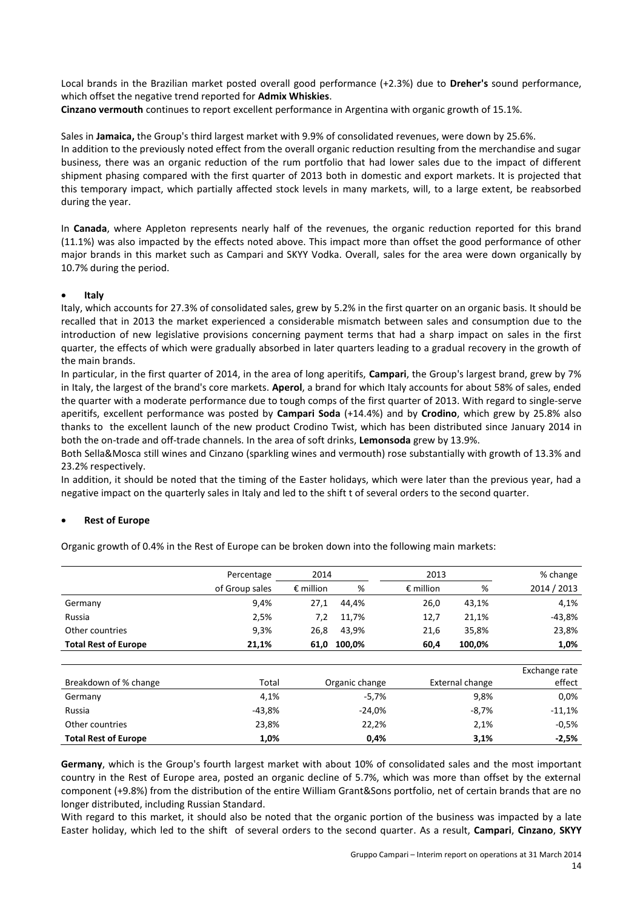Local brands in the Brazilian market posted overall good performance (+2.3%) due to **Dreher's** sound performance, which offset the negative trend reported for **Admix Whiskies**.

**Cinzano vermouth** continues to report excellent performance in Argentina with organic growth of 15.1%.

Sales in **Jamaica,** the Group's third largest market with 9.9% of consolidated revenues, were down by 25.6%.

In addition to the previously noted effect from the overall organic reduction resulting from the merchandise and sugar business, there was an organic reduction of the rum portfolio that had lower sales due to the impact of different shipment phasing compared with the first quarter of 2013 both in domestic and export markets. It is projected that this temporary impact, which partially affected stock levels in many markets, will, to a large extent, be reabsorbed during the year.

In **Canada**, where Appleton represents nearly half of the revenues, the organic reduction reported for this brand (11.1%) was also impacted by the effects noted above. This impact more than offset the good performance of other major brands in this market such as Campari and SKYY Vodka. Overall, sales for the area were down organically by 10.7% during the period.

- **Italy**

Italy, which accounts for 27.3% of consolidated sales, grew by 5.2% in the first quarter on an organic basis. It should be recalled that in 2013 the market experienced a considerable mismatch between sales and consumption due to the introduction of new legislative provisions concerning payment terms that had a sharp impact on sales in the first quarter, the effects of which were gradually absorbed in later quarters leading to a gradual recovery in the growth of the main brands.

In particular, in the first quarter of 2014, in the area of long aperitifs, **Campari**, the Group's largest brand, grew by 7% in Italy, the largest of the brand's core markets. **Aperol**, a brand for which Italy accounts for about 58% of sales, ended the quarter with a moderate performance due to tough comps of the first quarter of 2013. With regard to single-serve aperitifs, excellent performance was posted by **Campari Soda** (+14.4%) and by **Crodino**, which grew by 25.8% also thanks to the excellent launch of the new product Crodino Twist, which has been distributed since January 2014 in both the on-trade and off-trade channels. In the area of soft drinks, **Lemonsoda** grew by 13.9%.

Both Sella&Mosca still wines and Cinzano (sparkling wines and vermouth) rose substantially with growth of 13.3% and 23.2% respectively.

In addition, it should be noted that the timing of the Easter holidays, which were later than the previous year, had a negative impact on the quarterly sales in Italy and led to the shift t of several orders to the second quarter.

- **Rest of Europe**

Organic growth of 0.4% in the Rest of Europe can be broken down into the following main markets:

| | Percentage | 2014 | | 2013 | | % change |
|---|---|---|---|---|---|---|
| | of Group sales | € million | % | € million | % | 2014 / 2013 |
| Germany | 9,4% | 27,1 | 44,4% | 26,0 | 43,1% | 4,1% |
| Russia | 2,5% | 7,2 | 11,7% | 12,7 | 21,1% | -43,8% |
| Other countries | 9,3% | 26,8 | 43,9% | 21,6 | 35,8% | 23,8% |
| **Total Rest of Europe** | **21,1%** | **61,0** | **100,0%** | **60,4** | **100,0%** | **1,0%** |

| Breakdown of % change | Total | Organic change | External change | Exchange rate effect |
|---|---|---|---|---|
| Germany | 4,1% | -5,7% | 9,8% | 0,0% |
| Russia | -43,8% | -24,0% | -8,7% | -11,1% |
| Other countries | 23,8% | 22,2% | 2,1% | -0,5% |
| **Total Rest of Europe** | **1,0%** | **0,4%** | **3,1%** | **-2,5%** |

**Germany**, which is the Group's fourth largest market with about 10% of consolidated sales and the most important country in the Rest of Europe area, posted an organic decline of 5.7%, which was more than offset by the external component (+9.8%) from the distribution of the entire William Grant&Sons portfolio, net of certain brands that are no longer distributed, including Russian Standard.

With regard to this market, it should also be noted that the organic portion of the business was impacted by a late Easter holiday, which led to the shift of several orders to the second quarter. As a result, **Campari**, **Cinzano**, **SKYY**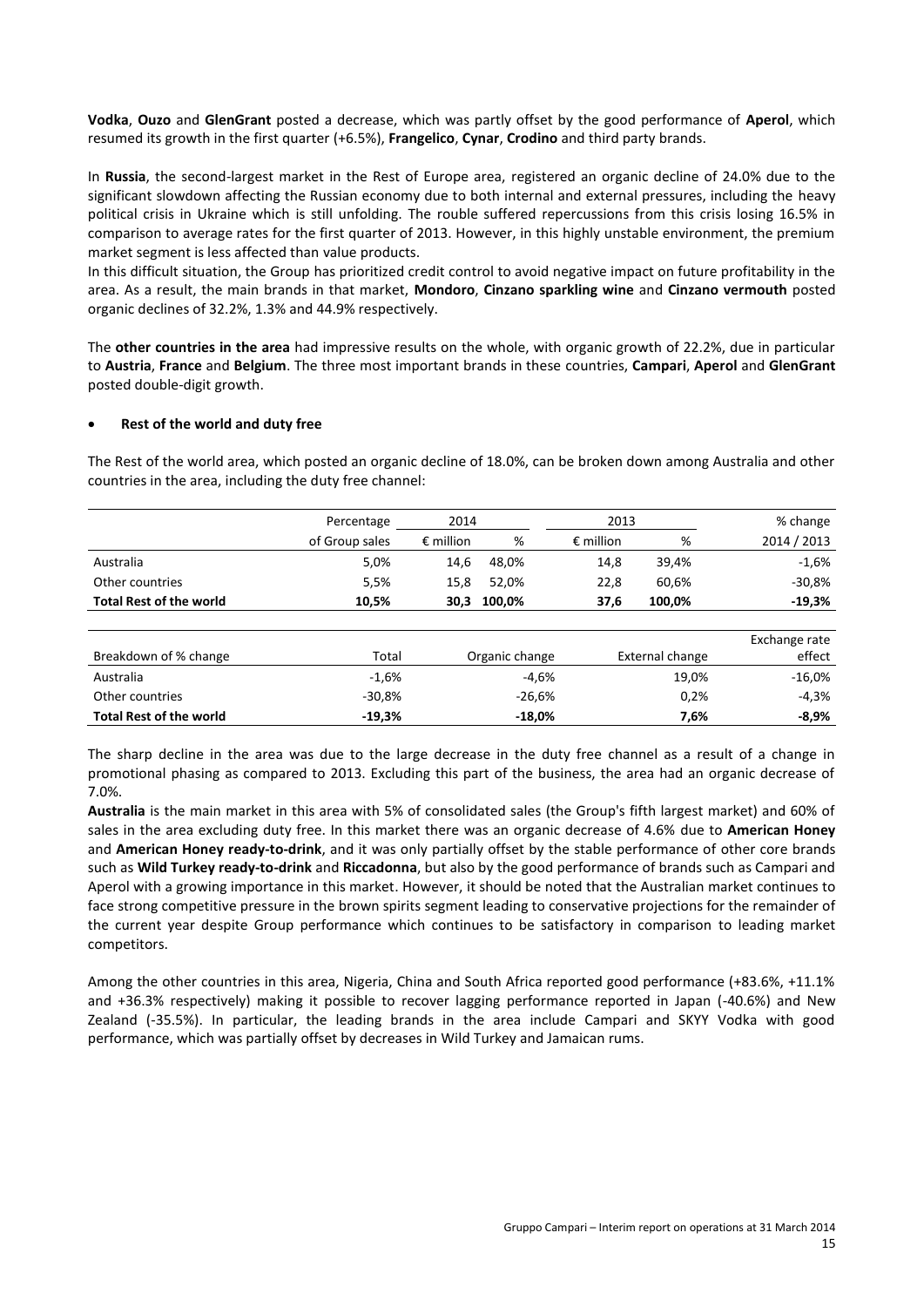**Vodka**, **Ouzo** and **GlenGrant** posted a decrease, which was partly offset by the good performance of **Aperol**, which resumed its growth in the first quarter (+6.5%), **Frangelico**, **Cynar**, **Crodino** and third party brands.

In **Russia**, the second-largest market in the Rest of Europe area, registered an organic decline of 24.0% due to the significant slowdown affecting the Russian economy due to both internal and external pressures, including the heavy political crisis in Ukraine which is still unfolding. The rouble suffered repercussions from this crisis losing 16.5% in comparison to average rates for the first quarter of 2013. However, in this highly unstable environment, the premium market segment is less affected than value products.
In this difficult situation, the Group has prioritized credit control to avoid negative impact on future profitability in the area. As a result, the main brands in that market, **Mondoro**, **Cinzano sparkling wine** and **Cinzano vermouth** posted organic declines of 32.2%, 1.3% and 44.9% respectively.

The **other countries in the area** had impressive results on the whole, with organic growth of 22.2%, due in particular to **Austria**, **France** and **Belgium**. The three most important brands in these countries, **Campari**, **Aperol** and **GlenGrant** posted double-digit growth.

- **Rest of the world and duty free**

The Rest of the world area, which posted an organic decline of 18.0%, can be broken down among Australia and other countries in the area, including the duty free channel:

| | Percentage | 2014 | | 2013 | | % change |
|---|---|---|---|---|---|---|
| | of Group sales | € million | % | € million | % | 2014 / 2013 |
| Australia | 5,0% | 14,6 | 48,0% | 14,8 | 39,4% | -1,6% |
| Other countries | 5,5% | 15,8 | 52,0% | 22,8 | 60,6% | -30,8% |
| **Total Rest of the world** | **10,5%** | **30,3** | **100,0%** | **37,6** | **100,0%** | **-19,3%** |

| Breakdown of % change | Total | Organic change | External change | Exchange rate effect |
|---|---|---|---|---|
| Australia | -1,6% | -4,6% | 19,0% | -16,0% |
| Other countries | -30,8% | -26,6% | 0,2% | -4,3% |
| **Total Rest of the world** | **-19,3%** | **-18,0%** | **7,6%** | **-8,9%** |

The sharp decline in the area was due to the large decrease in the duty free channel as a result of a change in promotional phasing as compared to 2013. Excluding this part of the business, the area had an organic decrease of 7.0%.
**Australia** is the main market in this area with 5% of consolidated sales (the Group's fifth largest market) and 60% of sales in the area excluding duty free. In this market there was an organic decrease of 4.6% due to **American Honey** and **American Honey ready-to-drink**, and it was only partially offset by the stable performance of other core brands such as **Wild Turkey ready-to-drink** and **Riccadonna**, but also by the good performance of brands such as Campari and Aperol with a growing importance in this market. However, it should be noted that the Australian market continues to face strong competitive pressure in the brown spirits segment leading to conservative projections for the remainder of the current year despite Group performance which continues to be satisfactory in comparison to leading market competitors.

Among the other countries in this area, Nigeria, China and South Africa reported good performance (+83.6%, +11.1% and +36.3% respectively) making it possible to recover lagging performance reported in Japan (-40.6%) and New Zealand (-35.5%). In particular, the leading brands in the area include Campari and SKYY Vodka with good performance, which was partially offset by decreases in Wild Turkey and Jamaican rums.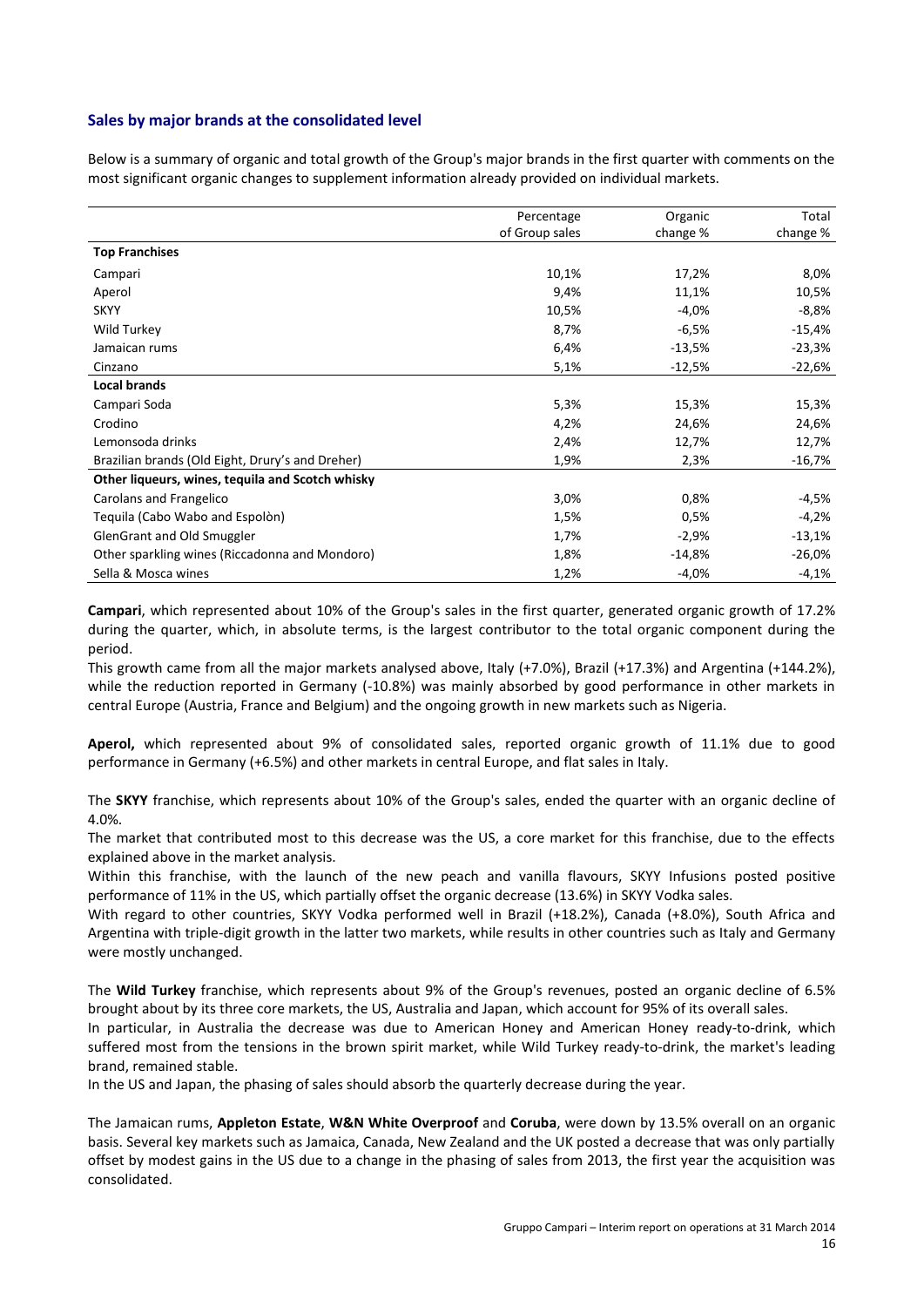## Sales by major brands at the consolidated level

Below is a summary of organic and total growth of the Group's major brands in the first quarter with comments on the most significant organic changes to supplement information already provided on individual markets.

| | Percentage of Group sales | Organic change % | Total change % |
|---|---|---|---|
| **Top Franchises** | | | |
| Campari | 10,1% | 17,2% | 8,0% |
| Aperol | 9,4% | 11,1% | 10,5% |
| SKYY | 10,5% | -4,0% | -8,8% |
| Wild Turkey | 8,7% | -6,5% | -15,4% |
| Jamaican rums | 6,4% | -13,5% | -23,3% |
| Cinzano | 5,1% | -12,5% | -22,6% |
| **Local brands** | | | |
| Campari Soda | 5,3% | 15,3% | 15,3% |
| Crodino | 4,2% | 24,6% | 24,6% |
| Lemonsoda drinks | 2,4% | 12,7% | 12,7% |
| Brazilian brands (Old Eight, Drury's and Dreher) | 1,9% | 2,3% | -16,7% |
| **Other liqueurs, wines, tequila and Scotch whisky** | | | |
| Carolans and Frangelico | 3,0% | 0,8% | -4,5% |
| Tequila (Cabo Wabo and Espolòn) | 1,5% | 0,5% | -4,2% |
| GlenGrant and Old Smuggler | 1,7% | -2,9% | -13,1% |
| Other sparkling wines (Riccadonna and Mondoro) | 1,8% | -14,8% | -26,0% |
| Sella & Mosca wines | 1,2% | -4,0% | -4,1% |

**Campari**, which represented about 10% of the Group's sales in the first quarter, generated organic growth of 17.2% during the quarter, which, in absolute terms, is the largest contributor to the total organic component during the period.
This growth came from all the major markets analysed above, Italy (+7.0%), Brazil (+17.3%) and Argentina (+144.2%), while the reduction reported in Germany (-10.8%) was mainly absorbed by good performance in other markets in central Europe (Austria, France and Belgium) and the ongoing growth in new markets such as Nigeria.

**Aperol,** which represented about 9% of consolidated sales, reported organic growth of 11.1% due to good performance in Germany (+6.5%) and other markets in central Europe, and flat sales in Italy.

The **SKYY** franchise, which represents about 10% of the Group's sales, ended the quarter with an organic decline of 4.0%.
The market that contributed most to this decrease was the US, a core market for this franchise, due to the effects explained above in the market analysis.
Within this franchise, with the launch of the new peach and vanilla flavours, SKYY Infusions posted positive performance of 11% in the US, which partially offset the organic decrease (13.6%) in SKYY Vodka sales.
With regard to other countries, SKYY Vodka performed well in Brazil (+18.2%), Canada (+8.0%), South Africa and Argentina with triple-digit growth in the latter two markets, while results in other countries such as Italy and Germany were mostly unchanged.

The **Wild Turkey** franchise, which represents about 9% of the Group's revenues, posted an organic decline of 6.5% brought about by its three core markets, the US, Australia and Japan, which account for 95% of its overall sales.
In particular, in Australia the decrease was due to American Honey and American Honey ready-to-drink, which suffered most from the tensions in the brown spirit market, while Wild Turkey ready-to-drink, the market's leading brand, remained stable.
In the US and Japan, the phasing of sales should absorb the quarterly decrease during the year.

The Jamaican rums, **Appleton Estate**, **W&N White Overproof** and **Coruba**, were down by 13.5% overall on an organic basis. Several key markets such as Jamaica, Canada, New Zealand and the UK posted a decrease that was only partially offset by modest gains in the US due to a change in the phasing of sales from 2013, the first year the acquisition was consolidated.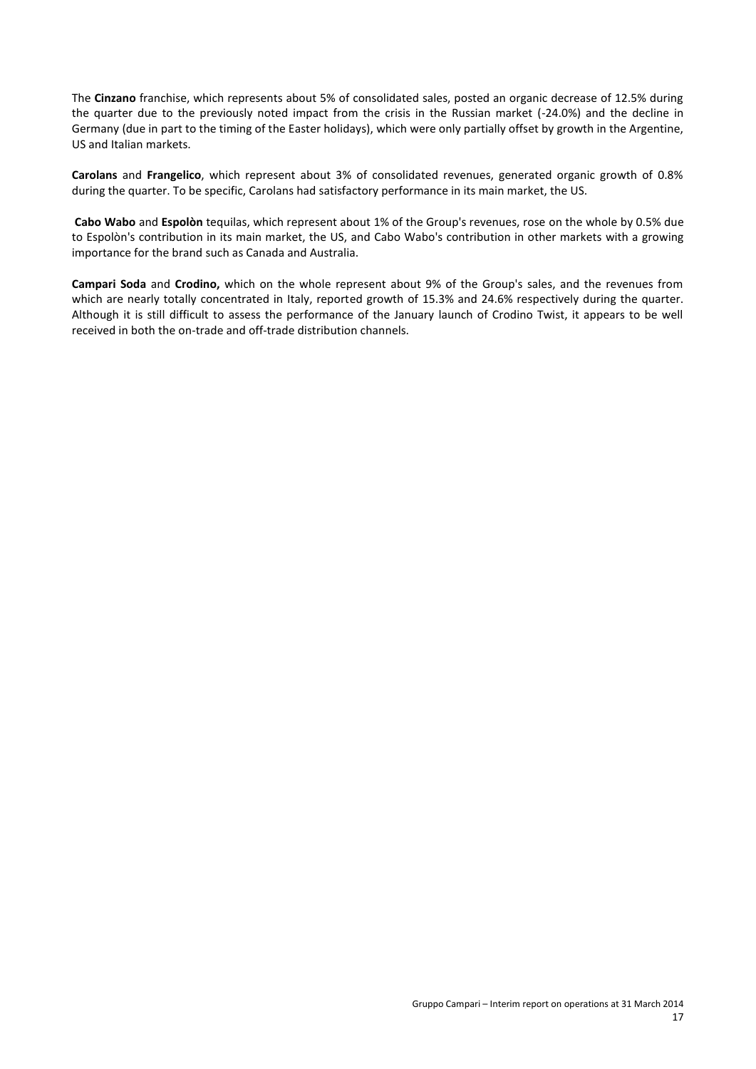The **Cinzano** franchise, which represents about 5% of consolidated sales, posted an organic decrease of 12.5% during the quarter due to the previously noted impact from the crisis in the Russian market (-24.0%) and the decline in Germany (due in part to the timing of the Easter holidays), which were only partially offset by growth in the Argentine, US and Italian markets.

**Carolans** and **Frangelico**, which represent about 3% of consolidated revenues, generated organic growth of 0.8% during the quarter. To be specific, Carolans had satisfactory performance in its main market, the US.

**Cabo Wabo** and **Espolòn** tequilas, which represent about 1% of the Group's revenues, rose on the whole by 0.5% due to Espolòn's contribution in its main market, the US, and Cabo Wabo's contribution in other markets with a growing importance for the brand such as Canada and Australia.

**Campari Soda** and **Crodino,** which on the whole represent about 9% of the Group's sales, and the revenues from which are nearly totally concentrated in Italy, reported growth of 15.3% and 24.6% respectively during the quarter. Although it is still difficult to assess the performance of the January launch of Crodino Twist, it appears to be well received in both the on-trade and off-trade distribution channels.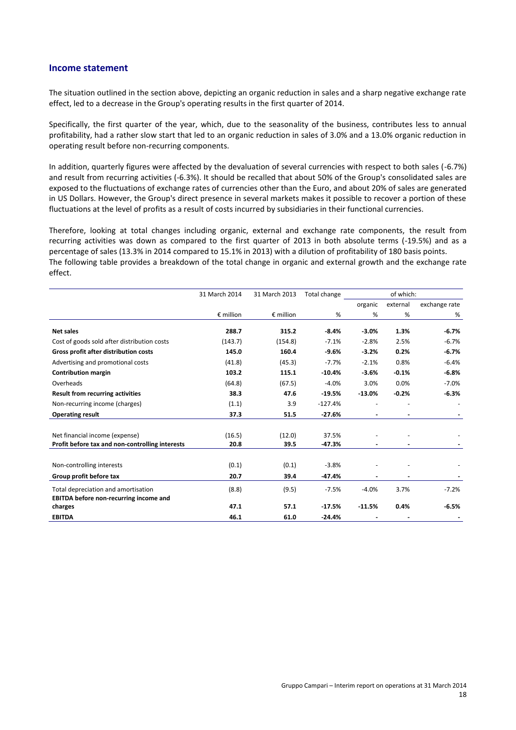## Income statement

The situation outlined in the section above, depicting an organic reduction in sales and a sharp negative exchange rate effect, led to a decrease in the Group's operating results in the first quarter of 2014.

Specifically, the first quarter of the year, which, due to the seasonality of the business, contributes less to annual profitability, had a rather slow start that led to an organic reduction in sales of 3.0% and a 13.0% organic reduction in operating result before non-recurring components.

In addition, quarterly figures were affected by the devaluation of several currencies with respect to both sales (-6.7%) and result from recurring activities (-6.3%). It should be recalled that about 50% of the Group's consolidated sales are exposed to the fluctuations of exchange rates of currencies other than the Euro, and about 20% of sales are generated in US Dollars. However, the Group's direct presence in several markets makes it possible to recover a portion of these fluctuations at the level of profits as a result of costs incurred by subsidiaries in their functional currencies.

Therefore, looking at total changes including organic, external and exchange rate components, the result from recurring activities was down as compared to the first quarter of 2013 in both absolute terms (-19.5%) and as a percentage of sales (13.3% in 2014 compared to 15.1% in 2013) with a dilution of profitability of 180 basis points.
The following table provides a breakdown of the total change in organic and external growth and the exchange rate effect.

| | 31 March 2014 | 31 March 2013 | Total change | of which: | | |
|---|---|---|---|---|---|---|
| | | | | organic | external | exchange rate |
| | € million | € million | % | % | % | % |
| **Net sales** | **288.7** | **315.2** | **-8.4%** | **-3.0%** | **1.3%** | **-6.7%** |
| Cost of goods sold after distribution costs | (143.7) | (154.8) | -7.1% | -2.8% | 2.5% | -6.7% |
| **Gross profit after distribution costs** | **145.0** | **160.4** | **-9.6%** | **-3.2%** | **0.2%** | **-6.7%** |
| Advertising and promotional costs | (41.8) | (45.3) | -7.7% | -2.1% | 0.8% | -6.4% |
| **Contribution margin** | **103.2** | **115.1** | **-10.4%** | **-3.6%** | **-0.1%** | **-6.8%** |
| Overheads | (64.8) | (67.5) | -4.0% | 3.0% | 0.0% | -7.0% |
| **Result from recurring activities** | **38.3** | **47.6** | **-19.5%** | **-13.0%** | **-0.2%** | **-6.3%** |
| Non-recurring income (charges) | (1.1) | 3.9 | -127.4% | - | - | - |
| **Operating result** | **37.3** | **51.5** | **-27.6%** | **-** | **-** | **-** |
| Net financial income (expense) | (16.5) | (12.0) | 37.5% | - | - | - |
| **Profit before tax and non-controlling interests** | **20.8** | **39.5** | **-47.3%** | **-** | **-** | **-** |
| Non-controlling interests | (0.1) | (0.1) | -3.8% | - | - | - |
| **Group profit before tax** | **20.7** | **39.4** | **-47.4%** | **-** | **-** | **-** |
| Total depreciation and amortisation | (8.8) | (9.5) | -7.5% | -4.0% | 3.7% | -7.2% |
| **EBITDA before non-recurring income and charges** | **47.1** | **57.1** | **-17.5%** | **-11.5%** | **0.4%** | **-6.5%** |
| **EBITDA** | **46.1** | **61.0** | **-24.4%** | **-** | **-** | **-** |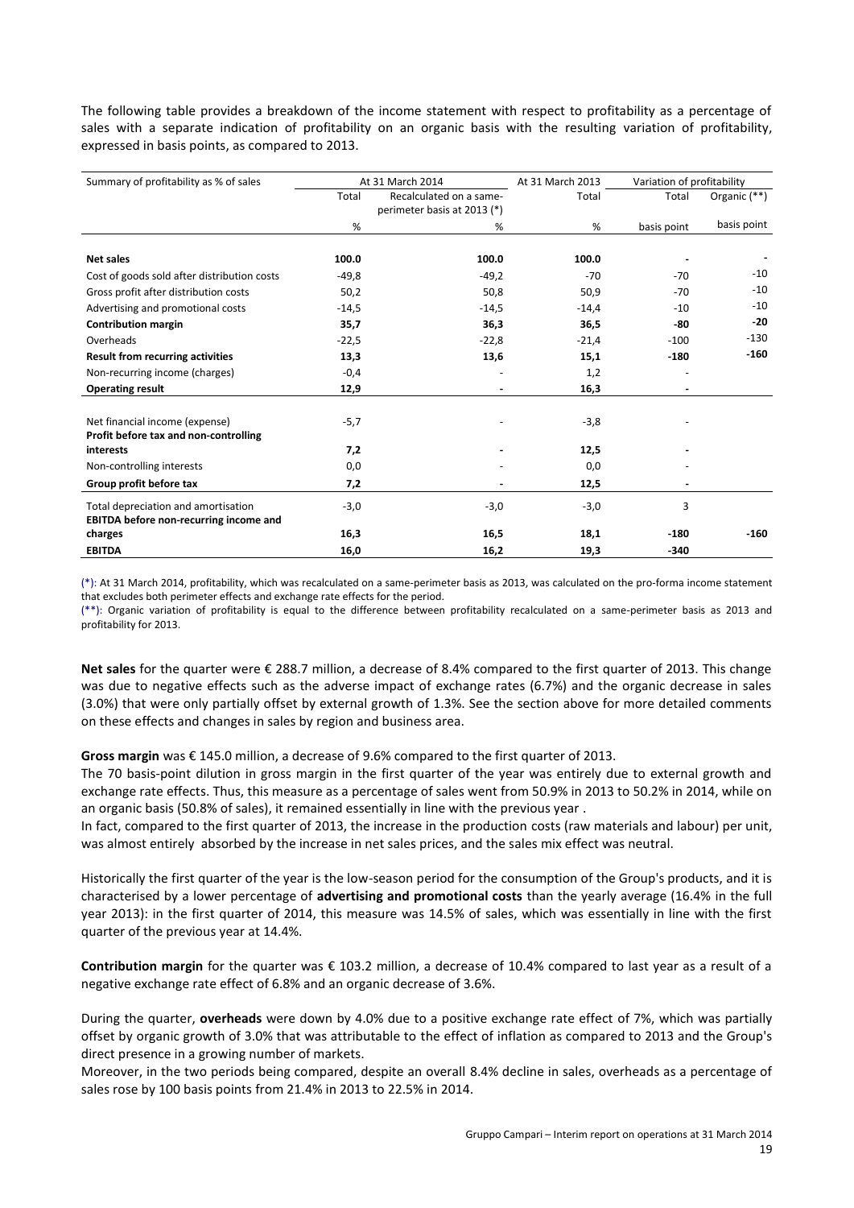The following table provides a breakdown of the income statement with respect to profitability as a percentage of sales with a separate indication of profitability on an organic basis with the resulting variation of profitability, expressed in basis points, as compared to 2013.

| Summary of profitability as % of sales | At 31 March 2014 | | At 31 March 2013 | Variation of profitability | |
|---|---|---|---|---|---|
| | Total | Recalculated on a same-perimeter basis at 2013 (*) | Total | Total | Organic (**) |
| | % | % | % | basis point | basis point |
| **Net sales** | **100.0** | **100.0** | **100.0** | **-** | - |
| Cost of goods sold after distribution costs | -49,8 | -49,2 | -70 | -70 | -10 |
| Gross profit after distribution costs | 50,2 | 50,8 | 50,9 | -70 | -10 |
| Advertising and promotional costs | -14,5 | -14,5 | -14,4 | -10 | -10 |
| **Contribution margin** | **35,7** | **36,3** | **36,5** | **-80** | **-20** |
| Overheads | -22,5 | -22,8 | -21,4 | -100 | -130 |
| **Result from recurring activities** | **13,3** | **13,6** | **15,1** | **-180** | **-160** |
| Non-recurring income (charges) | -0,4 | - | 1,2 | - | |
| **Operating result** | **12,9** | **-** | **16,3** | **-** | |
| Net financial income (expense) | -5,7 | - | -3,8 | - | |
| **Profit before tax and non-controlling interests** | **7,2** | **-** | **12,5** | **-** | |
| Non-controlling interests | 0,0 | - | 0,0 | - | |
| **Group profit before tax** | **7,2** | **-** | **12,5** | **-** | |
| Total depreciation and amortisation | -3,0 | -3,0 | -3,0 | 3 | |
| **EBITDA before non-recurring income and charges** | **16,3** | **16,5** | **18,1** | **-180** | **-160** |
| **EBITDA** | **16,0** | **16,2** | **19,3** | **-340** | |

(*): At 31 March 2014, profitability, which was recalculated on a same-perimeter basis as 2013, was calculated on the pro-forma income statement that excludes both perimeter effects and exchange rate effects for the period.

(**): Organic variation of profitability is equal to the difference between profitability recalculated on a same-perimeter basis as 2013 and profitability for 2013.

**Net sales** for the quarter were € 288.7 million, a decrease of 8.4% compared to the first quarter of 2013. This change was due to negative effects such as the adverse impact of exchange rates (6.7%) and the organic decrease in sales (3.0%) that were only partially offset by external growth of 1.3%. See the section above for more detailed comments on these effects and changes in sales by region and business area.

**Gross margin** was € 145.0 million, a decrease of 9.6% compared to the first quarter of 2013.

The 70 basis-point dilution in gross margin in the first quarter of the year was entirely due to external growth and exchange rate effects. Thus, this measure as a percentage of sales went from 50.9% in 2013 to 50.2% in 2014, while on an organic basis (50.8% of sales), it remained essentially in line with the previous year .

In fact, compared to the first quarter of 2013, the increase in the production costs (raw materials and labour) per unit, was almost entirely absorbed by the increase in net sales prices, and the sales mix effect was neutral.

Historically the first quarter of the year is the low-season period for the consumption of the Group's products, and it is characterised by a lower percentage of **advertising and promotional costs** than the yearly average (16.4% in the full year 2013): in the first quarter of 2014, this measure was 14.5% of sales, which was essentially in line with the first quarter of the previous year at 14.4%.

**Contribution margin** for the quarter was € 103.2 million, a decrease of 10.4% compared to last year as a result of a negative exchange rate effect of 6.8% and an organic decrease of 3.6%.

During the quarter, **overheads** were down by 4.0% due to a positive exchange rate effect of 7%, which was partially offset by organic growth of 3.0% that was attributable to the effect of inflation as compared to 2013 and the Group's direct presence in a growing number of markets.

Moreover, in the two periods being compared, despite an overall 8.4% decline in sales, overheads as a percentage of sales rose by 100 basis points from 21.4% in 2013 to 22.5% in 2014.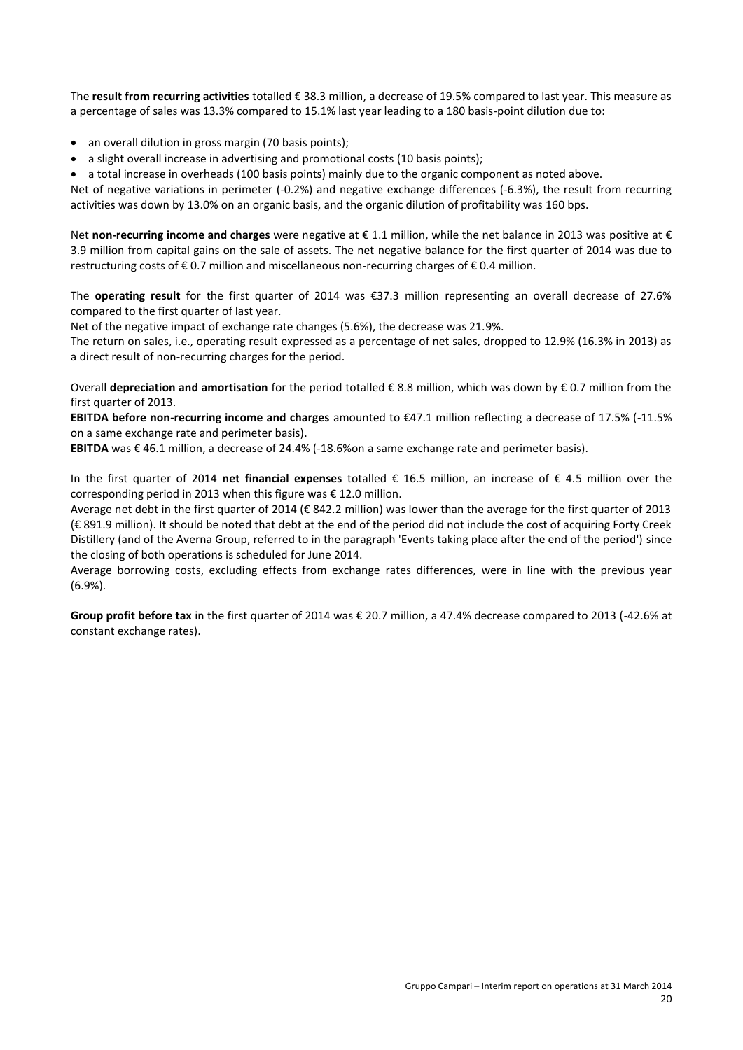The **result from recurring activities** totalled € 38.3 million, a decrease of 19.5% compared to last year. This measure as a percentage of sales was 13.3% compared to 15.1% last year leading to a 180 basis-point dilution due to:

- an overall dilution in gross margin (70 basis points);
- a slight overall increase in advertising and promotional costs (10 basis points);
- a total increase in overheads (100 basis points) mainly due to the organic component as noted above.

Net of negative variations in perimeter (-0.2%) and negative exchange differences (-6.3%), the result from recurring activities was down by 13.0% on an organic basis, and the organic dilution of profitability was 160 bps.

Net **non-recurring income and charges** were negative at € 1.1 million, while the net balance in 2013 was positive at € 3.9 million from capital gains on the sale of assets. The net negative balance for the first quarter of 2014 was due to restructuring costs of € 0.7 million and miscellaneous non-recurring charges of € 0.4 million.

The **operating result** for the first quarter of 2014 was €37.3 million representing an overall decrease of 27.6% compared to the first quarter of last year.

Net of the negative impact of exchange rate changes (5.6%), the decrease was 21.9%.

The return on sales, i.e., operating result expressed as a percentage of net sales, dropped to 12.9% (16.3% in 2013) as a direct result of non-recurring charges for the period.

Overall **depreciation and amortisation** for the period totalled € 8.8 million, which was down by € 0.7 million from the first quarter of 2013.

**EBITDA before non-recurring income and charges** amounted to €47.1 million reflecting a decrease of 17.5% (-11.5% on a same exchange rate and perimeter basis).

**EBITDA** was € 46.1 million, a decrease of 24.4% (-18.6%on a same exchange rate and perimeter basis).

In the first quarter of 2014 **net financial expenses** totalled € 16.5 million, an increase of € 4.5 million over the corresponding period in 2013 when this figure was € 12.0 million.

Average net debt in the first quarter of 2014 (€ 842.2 million) was lower than the average for the first quarter of 2013 (€ 891.9 million). It should be noted that debt at the end of the period did not include the cost of acquiring Forty Creek Distillery (and of the Averna Group, referred to in the paragraph 'Events taking place after the end of the period') since the closing of both operations is scheduled for June 2014.

Average borrowing costs, excluding effects from exchange rates differences, were in line with the previous year (6.9%).

**Group profit before tax** in the first quarter of 2014 was € 20.7 million, a 47.4% decrease compared to 2013 (-42.6% at constant exchange rates).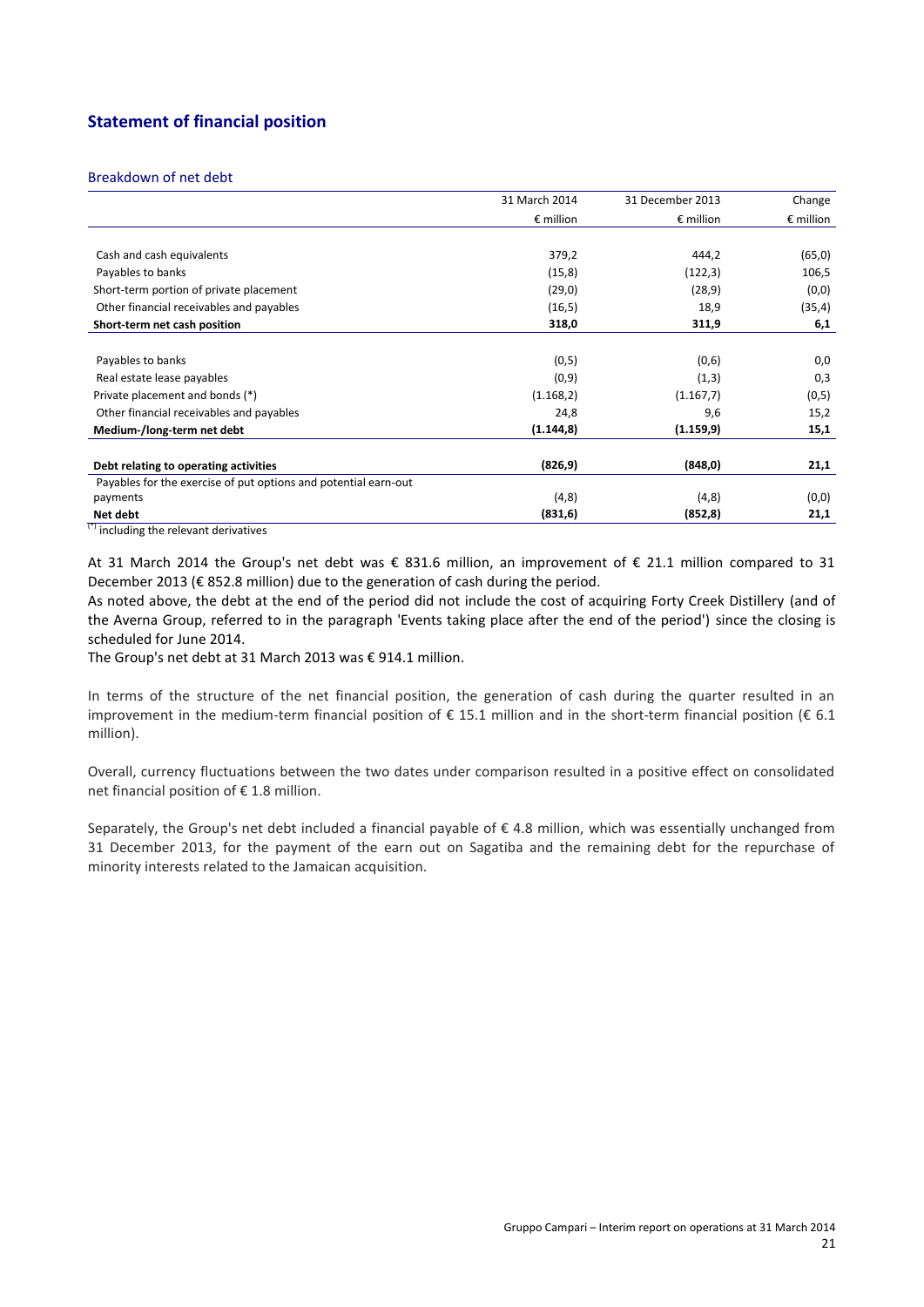## Statement of financial position

### Breakdown of net debt

| | 31 March 2014 | 31 December 2013 | Change |
|---|---|---|---|
| | € million | € million | € million |
| Cash and cash equivalents | 379,2 | 444,2 | (65,0) |
| Payables to banks | (15,8) | (122,3) | 106,5 |
| Short-term portion of private placement | (29,0) | (28,9) | (0,0) |
| Other financial receivables and payables | (16,5) | 18,9 | (35,4) |
| **Short-term net cash position** | **318,0** | **311,9** | **6,1** |
| Payables to banks | (0,5) | (0,6) | 0,0 |
| Real estate lease payables | (0,9) | (1,3) | 0,3 |
| Private placement and bonds (*) | (1.168,2) | (1.167,7) | (0,5) |
| Other financial receivables and payables | 24,8 | 9,6 | 15,2 |
| **Medium-/long-term net debt** | **(1.144,8)** | **(1.159,9)** | **15,1** |
| **Debt relating to operating activities** | **(826,9)** | **(848,0)** | **21,1** |
| Payables for the exercise of put options and potential earn-out payments | (4,8) | (4,8) | (0,0) |
| **Net debt** | **(831,6)** | **(852,8)** | **21,1** |

(*) including the relevant derivatives

At 31 March 2014 the Group's net debt was € 831.6 million, an improvement of € 21.1 million compared to 31 December 2013 (€ 852.8 million) due to the generation of cash during the period.
As noted above, the debt at the end of the period did not include the cost of acquiring Forty Creek Distillery (and of the Averna Group, referred to in the paragraph 'Events taking place after the end of the period') since the closing is scheduled for June 2014.
The Group's net debt at 31 March 2013 was € 914.1 million.

In terms of the structure of the net financial position, the generation of cash during the quarter resulted in an improvement in the medium-term financial position of € 15.1 million and in the short-term financial position (€ 6.1 million).

Overall, currency fluctuations between the two dates under comparison resulted in a positive effect on consolidated net financial position of € 1.8 million.

Separately, the Group's net debt included a financial payable of € 4.8 million, which was essentially unchanged from 31 December 2013, for the payment of the earn out on Sagatiba and the remaining debt for the repurchase of minority interests related to the Jamaican acquisition.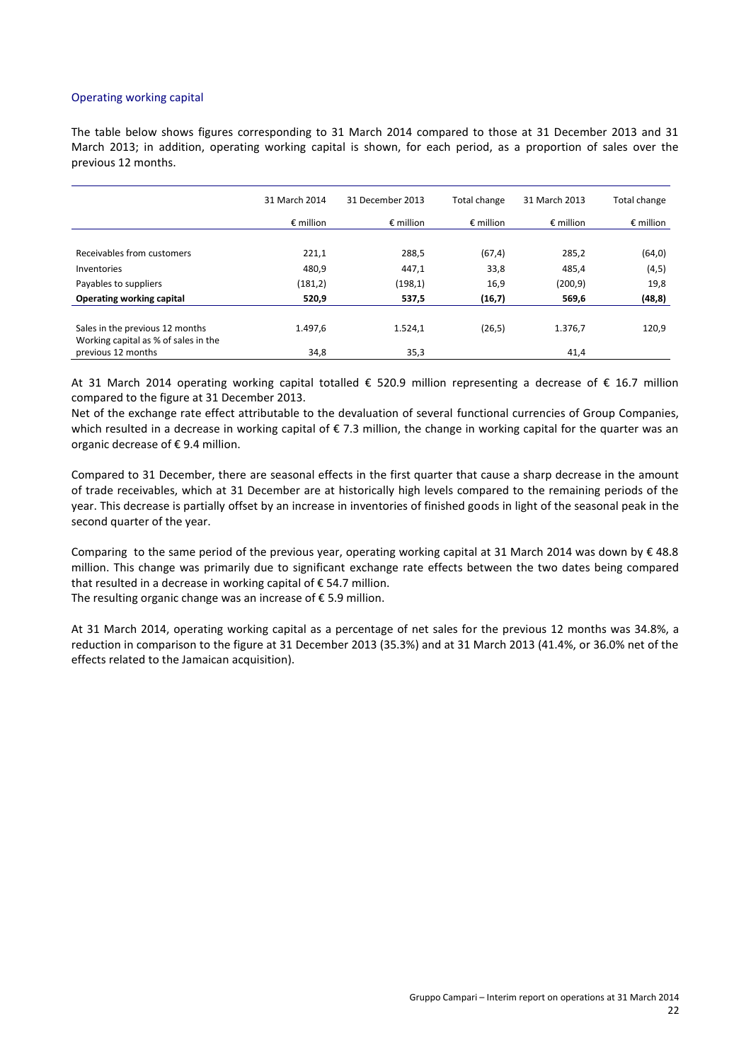## Operating working capital

The table below shows figures corresponding to 31 March 2014 compared to those at 31 December 2013 and 31 March 2013; in addition, operating working capital is shown, for each period, as a proportion of sales over the previous 12 months.

| | 31 March 2014 | 31 December 2013 | Total change | 31 March 2013 | Total change |
|---|---|---|---|---|---|
| | € million | € million | € million | € million | € million |
| Receivables from customers | 221,1 | 288,5 | (67,4) | 285,2 | (64,0) |
| Inventories | 480,9 | 447,1 | 33,8 | 485,4 | (4,5) |
| Payables to suppliers | (181,2) | (198,1) | 16,9 | (200,9) | 19,8 |
| **Operating working capital** | **520,9** | **537,5** | **(16,7)** | **569,6** | **(48,8)** |
| Sales in the previous 12 months | 1.497,6 | 1.524,1 | (26,5) | 1.376,7 | 120,9 |
| Working capital as % of sales in the previous 12 months | 34,8 | 35,3 | | 41,4 | |

At 31 March 2014 operating working capital totalled € 520.9 million representing a decrease of € 16.7 million compared to the figure at 31 December 2013.
Net of the exchange rate effect attributable to the devaluation of several functional currencies of Group Companies, which resulted in a decrease in working capital of € 7.3 million, the change in working capital for the quarter was an organic decrease of € 9.4 million.

Compared to 31 December, there are seasonal effects in the first quarter that cause a sharp decrease in the amount of trade receivables, which at 31 December are at historically high levels compared to the remaining periods of the year. This decrease is partially offset by an increase in inventories of finished goods in light of the seasonal peak in the second quarter of the year.

Comparing to the same period of the previous year, operating working capital at 31 March 2014 was down by € 48.8 million. This change was primarily due to significant exchange rate effects between the two dates being compared that resulted in a decrease in working capital of € 54.7 million.
The resulting organic change was an increase of € 5.9 million.

At 31 March 2014, operating working capital as a percentage of net sales for the previous 12 months was 34.8%, a reduction in comparison to the figure at 31 December 2013 (35.3%) and at 31 March 2013 (41.4%, or 36.0% net of the effects related to the Jamaican acquisition).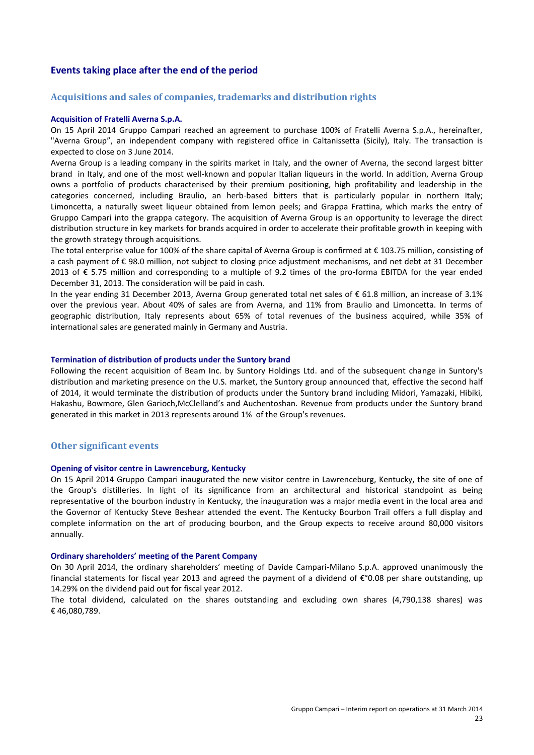# Events taking place after the end of the period

## Acquisitions and sales of companies, trademarks and distribution rights

### Acquisition of Fratelli Averna S.p.A.

On 15 April 2014 Gruppo Campari reached an agreement to purchase 100% of Fratelli Averna S.p.A., hereinafter, "Averna Group", an independent company with registered office in Caltanissetta (Sicily), Italy. The transaction is expected to close on 3 June 2014.

Averna Group is a leading company in the spirits market in Italy, and the owner of Averna, the second largest bitter brand in Italy, and one of the most well-known and popular Italian liqueurs in the world. In addition, Averna Group owns a portfolio of products characterised by their premium positioning, high profitability and leadership in the categories concerned, including Braulio, an herb-based bitters that is particularly popular in northern Italy; Limoncetta, a naturally sweet liqueur obtained from lemon peels; and Grappa Frattina, which marks the entry of Gruppo Campari into the grappa category. The acquisition of Averna Group is an opportunity to leverage the direct distribution structure in key markets for brands acquired in order to accelerate their profitable growth in keeping with the growth strategy through acquisitions.

The total enterprise value for 100% of the share capital of Averna Group is confirmed at € 103.75 million, consisting of a cash payment of € 98.0 million, not subject to closing price adjustment mechanisms, and net debt at 31 December 2013 of € 5.75 million and corresponding to a multiple of 9.2 times of the pro-forma EBITDA for the year ended December 31, 2013. The consideration will be paid in cash.

In the year ending 31 December 2013, Averna Group generated total net sales of € 61.8 million, an increase of 3.1% over the previous year. About 40% of sales are from Averna, and 11% from Braulio and Limoncetta. In terms of geographic distribution, Italy represents about 65% of total revenues of the business acquired, while 35% of international sales are generated mainly in Germany and Austria.

### Termination of distribution of products under the Suntory brand

Following the recent acquisition of Beam Inc. by Suntory Holdings Ltd. and of the subsequent change in Suntory's distribution and marketing presence on the U.S. market, the Suntory group announced that, effective the second half of 2014, it would terminate the distribution of products under the Suntory brand including Midori, Yamazaki, Hibiki, Hakashu, Bowmore, Glen Garioch,McClelland's and Auchentoshan. Revenue from products under the Suntory brand generated in this market in 2013 represents around 1% of the Group's revenues.

## Other significant events

### Opening of visitor centre in Lawrenceburg, Kentucky

On 15 April 2014 Gruppo Campari inaugurated the new visitor centre in Lawrenceburg, Kentucky, the site of one of the Group's distilleries. In light of its significance from an architectural and historical standpoint as being representative of the bourbon industry in Kentucky, the inauguration was a major media event in the local area and the Governor of Kentucky Steve Beshear attended the event. The Kentucky Bourbon Trail offers a full display and complete information on the art of producing bourbon, and the Group expects to receive around 80,000 visitors annually.

### Ordinary shareholders' meeting of the Parent Company

On 30 April 2014, the ordinary shareholders' meeting of Davide Campari-Milano S.p.A. approved unanimously the financial statements for fiscal year 2013 and agreed the payment of a dividend of €°0.08 per share outstanding, up 14.29% on the dividend paid out for fiscal year 2012.

The total dividend, calculated on the shares outstanding and excluding own shares (4,790,138 shares) was € 46,080,789.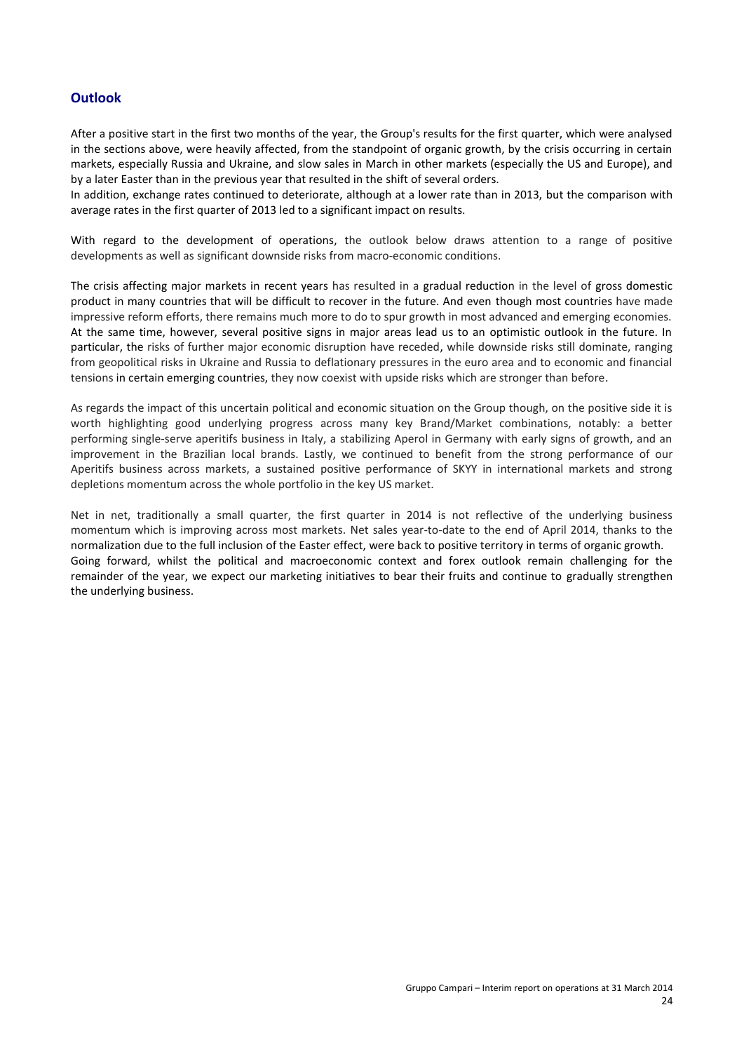## Outlook

After a positive start in the first two months of the year, the Group's results for the first quarter, which were analysed in the sections above, were heavily affected, from the standpoint of organic growth, by the crisis occurring in certain markets, especially Russia and Ukraine, and slow sales in March in other markets (especially the US and Europe), and by a later Easter than in the previous year that resulted in the shift of several orders.
In addition, exchange rates continued to deteriorate, although at a lower rate than in 2013, but the comparison with average rates in the first quarter of 2013 led to a significant impact on results.

With regard to the development of operations, the outlook below draws attention to a range of positive developments as well as significant downside risks from macro-economic conditions.

The crisis affecting major markets in recent years has resulted in a gradual reduction in the level of gross domestic product in many countries that will be difficult to recover in the future. And even though most countries have made impressive reform efforts, there remains much more to do to spur growth in most advanced and emerging economies. At the same time, however, several positive signs in major areas lead us to an optimistic outlook in the future. In particular, the risks of further major economic disruption have receded, while downside risks still dominate, ranging from geopolitical risks in Ukraine and Russia to deflationary pressures in the euro area and to economic and financial tensions in certain emerging countries, they now coexist with upside risks which are stronger than before.

As regards the impact of this uncertain political and economic situation on the Group though, on the positive side it is worth highlighting good underlying progress across many key Brand/Market combinations, notably: a better performing single-serve aperitifs business in Italy, a stabilizing Aperol in Germany with early signs of growth, and an improvement in the Brazilian local brands. Lastly, we continued to benefit from the strong performance of our Aperitifs business across markets, a sustained positive performance of SKYY in international markets and strong depletions momentum across the whole portfolio in the key US market.

Net in net, traditionally a small quarter, the first quarter in 2014 is not reflective of the underlying business momentum which is improving across most markets. Net sales year-to-date to the end of April 2014, thanks to the normalization due to the full inclusion of the Easter effect, were back to positive territory in terms of organic growth.
Going forward, whilst the political and macroeconomic context and forex outlook remain challenging for the remainder of the year, we expect our marketing initiatives to bear their fruits and continue to gradually strengthen the underlying business.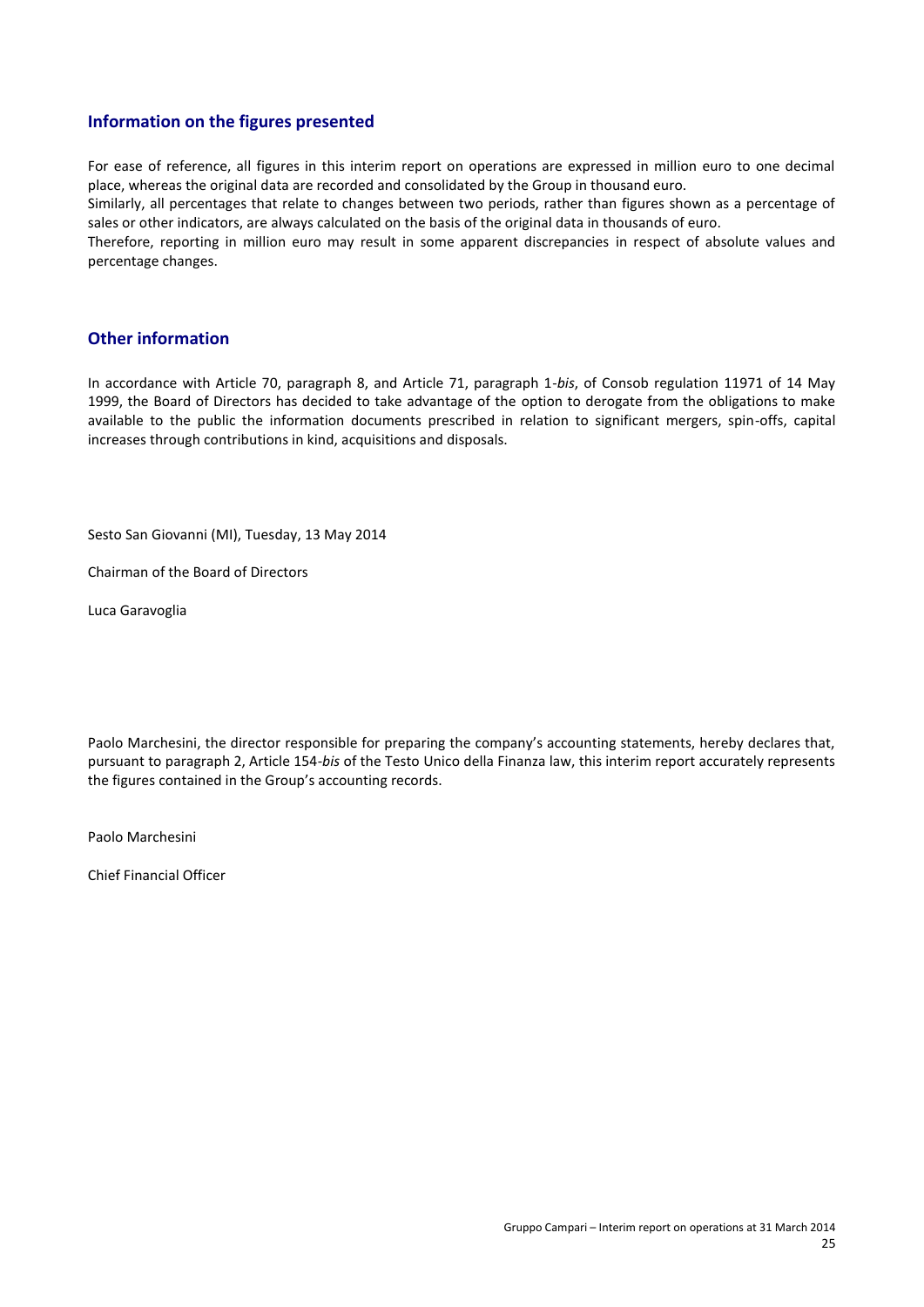## Information on the figures presented

For ease of reference, all figures in this interim report on operations are expressed in million euro to one decimal place, whereas the original data are recorded and consolidated by the Group in thousand euro.
Similarly, all percentages that relate to changes between two periods, rather than figures shown as a percentage of sales or other indicators, are always calculated on the basis of the original data in thousands of euro.
Therefore, reporting in million euro may result in some apparent discrepancies in respect of absolute values and percentage changes.

## Other information

In accordance with Article 70, paragraph 8, and Article 71, paragraph 1-*bis*, of Consob regulation 11971 of 14 May 1999, the Board of Directors has decided to take advantage of the option to derogate from the obligations to make available to the public the information documents prescribed in relation to significant mergers, spin-offs, capital increases through contributions in kind, acquisitions and disposals.

Sesto San Giovanni (MI), Tuesday, 13 May 2014

Chairman of the Board of Directors

Luca Garavoglia

Paolo Marchesini, the director responsible for preparing the company's accounting statements, hereby declares that, pursuant to paragraph 2, Article 154-*bis* of the Testo Unico della Finanza law, this interim report accurately represents the figures contained in the Group's accounting records.

Paolo Marchesini

Chief Financial Officer